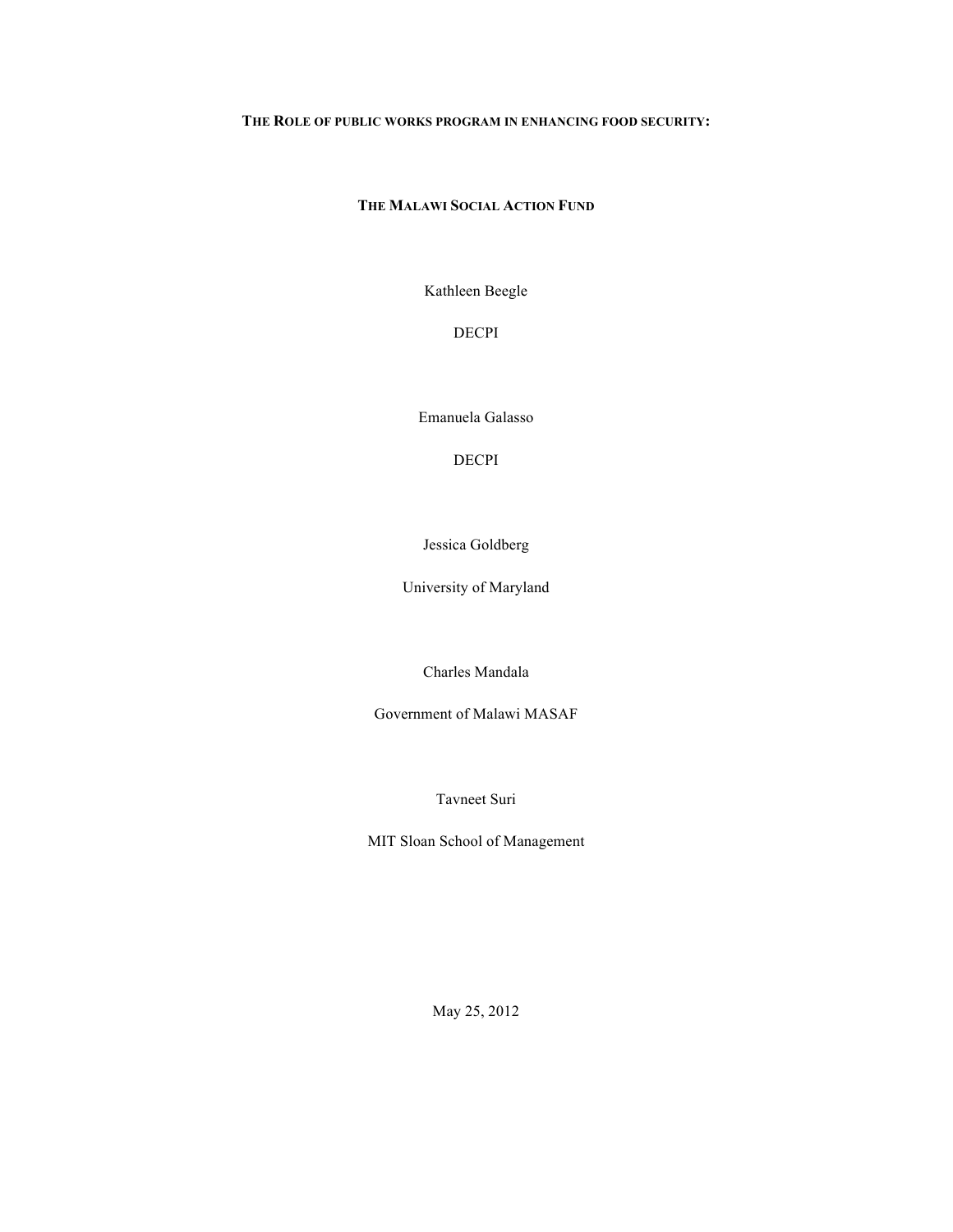# THE ROLE OF PUBLIC WORKS PROGRAM IN ENHANCING FOOD SECURITY:

## THE MALAWI SOCIAL ACTION FUND

Kathleen Beegle

DECPI

Emanuela Galasso

DECPI

Jessica Goldberg

University of Maryland

Charles Mandala

Government of Malawi MASAF

Tavneet Suri

MIT Sloan School of Management

May 25, 2012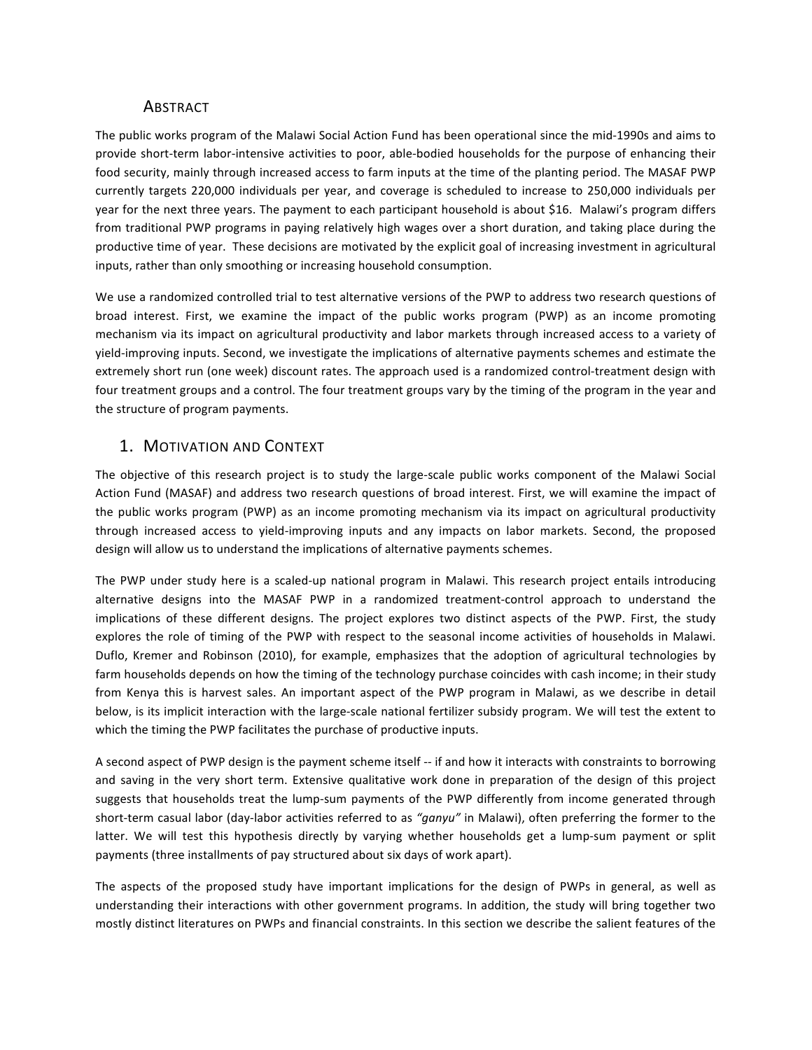## Abstract

The public works program of the Malawi Social Action Fund has been operational since the mid-1990s and aims to provide short-term labor-intensive activities to poor, able-bodied households for the purpose of enhancing their food security, mainly through increased access to farm inputs at the time of the planting period. The MASAF PWP currently targets 220,000 individuals per year, and coverage is scheduled to increase to 250,000 individuals per year for the next three years. The payment to each participant household is about $16. Malawi's program differs from traditional PWP programs in paying relatively high wages over a short duration, and taking place during the productive time of year. These decisions are motivated by the explicit goal of increasing investment in agricultural inputs, rather than only smoothing or increasing household consumption.

We use a randomized controlled trial to test alternative versions of the PWP to address two research questions of broad interest. First, we examine the impact of the public works program (PWP) as an income promoting mechanism via its impact on agricultural productivity and labor markets through increased access to a variety of yield-improving inputs. Second, we investigate the implications of alternative payments schemes and estimate the extremely short run (one week) discount rates. The approach used is a randomized control-treatment design with four treatment groups and a control. The four treatment groups vary by the timing of the program in the year and the structure of program payments.

## 1. Motivation and Context

The objective of this research project is to study the large-scale public works component of the Malawi Social Action Fund (MASAF) and address two research questions of broad interest. First, we will examine the impact of the public works program (PWP) as an income promoting mechanism via its impact on agricultural productivity through increased access to yield-improving inputs and any impacts on labor markets. Second, the proposed design will allow us to understand the implications of alternative payments schemes.

The PWP under study here is a scaled-up national program in Malawi. This research project entails introducing alternative designs into the MASAF PWP in a randomized treatment-control approach to understand the implications of these different designs. The project explores two distinct aspects of the PWP. First, the study explores the role of timing of the PWP with respect to the seasonal income activities of households in Malawi. Duflo, Kremer and Robinson (2010), for example, emphasizes that the adoption of agricultural technologies by farm households depends on how the timing of the technology purchase coincides with cash income; in their study from Kenya this is harvest sales. An important aspect of the PWP program in Malawi, as we describe in detail below, is its implicit interaction with the large-scale national fertilizer subsidy program. We will test the extent to which the timing the PWP facilitates the purchase of productive inputs.

A second aspect of PWP design is the payment scheme itself -- if and how it interacts with constraints to borrowing and saving in the very short term. Extensive qualitative work done in preparation of the design of this project suggests that households treat the lump-sum payments of the PWP differently from income generated through short-term casual labor (day-labor activities referred to as *"ganyu"* in Malawi), often preferring the former to the latter. We will test this hypothesis directly by varying whether households get a lump-sum payment or split payments (three installments of pay structured about six days of work apart).

The aspects of the proposed study have important implications for the design of PWPs in general, as well as understanding their interactions with other government programs. In addition, the study will bring together two mostly distinct literatures on PWPs and financial constraints. In this section we describe the salient features of the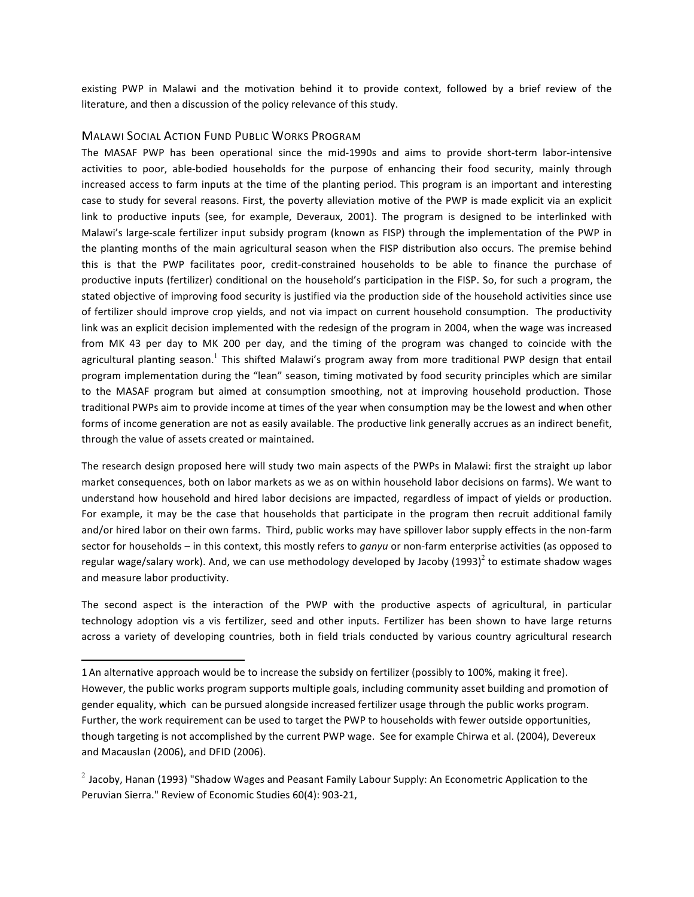existing PWP in Malawi and the motivation behind it to provide context, followed by a brief review of the literature, and then a discussion of the policy relevance of this study.

## Malawi Social Action Fund Public Works Program

The MASAF PWP has been operational since the mid-1990s and aims to provide short-term labor-intensive activities to poor, able-bodied households for the purpose of enhancing their food security, mainly through increased access to farm inputs at the time of the planting period. This program is an important and interesting case to study for several reasons. First, the poverty alleviation motive of the PWP is made explicit via an explicit link to productive inputs (see, for example, Deveraux, 2001). The program is designed to be interlinked with Malawi's large-scale fertilizer input subsidy program (known as FISP) through the implementation of the PWP in the planting months of the main agricultural season when the FISP distribution also occurs. The premise behind this is that the PWP facilitates poor, credit-constrained households to be able to finance the purchase of productive inputs (fertilizer) conditional on the household's participation in the FISP. So, for such a program, the stated objective of improving food security is justified via the production side of the household activities since use of fertilizer should improve crop yields, and not via impact on current household consumption. The productivity link was an explicit decision implemented with the redesign of the program in 2004, when the wage was increased from MK 43 per day to MK 200 per day, and the timing of the program was changed to coincide with the agricultural planting season.[1] This shifted Malawi's program away from more traditional PWP design that entail program implementation during the "lean" season, timing motivated by food security principles which are similar to the MASAF program but aimed at consumption smoothing, not at improving household production. Those traditional PWPs aim to provide income at times of the year when consumption may be the lowest and when other forms of income generation are not as easily available. The productive link generally accrues as an indirect benefit, through the value of assets created or maintained.

The research design proposed here will study two main aspects of the PWPs in Malawi: first the straight up labor market consequences, both on labor markets as we as on within household labor decisions on farms). We want to understand how household and hired labor decisions are impacted, regardless of impact of yields or production. For example, it may be the case that households that participate in the program then recruit additional family and/or hired labor on their own farms. Third, public works may have spillover labor supply effects in the non-farm sector for households – in this context, this mostly refers to *ganyu* or non-farm enterprise activities (as opposed to regular wage/salary work). And, we can use methodology developed by Jacoby (1993)[2] to estimate shadow wages and measure labor productivity.

The second aspect is the interaction of the PWP with the productive aspects of agricultural, in particular technology adoption vis a vis fertilizer, seed and other inputs. Fertilizer has been shown to have large returns across a variety of developing countries, both in field trials conducted by various country agricultural research

---

1 An alternative approach would be to increase the subsidy on fertilizer (possibly to 100%, making it free). However, the public works program supports multiple goals, including community asset building and promotion of gender equality, which can be pursued alongside increased fertilizer usage through the public works program. Further, the work requirement can be used to target the PWP to households with fewer outside opportunities, though targeting is not accomplished by the current PWP wage. See for example Chirwa et al. (2004), Devereux and Macauslan (2006), and DFID (2006).

2 Jacoby, Hanan (1993) "Shadow Wages and Peasant Family Labour Supply: An Econometric Application to the Peruvian Sierra." Review of Economic Studies 60(4): 903-21,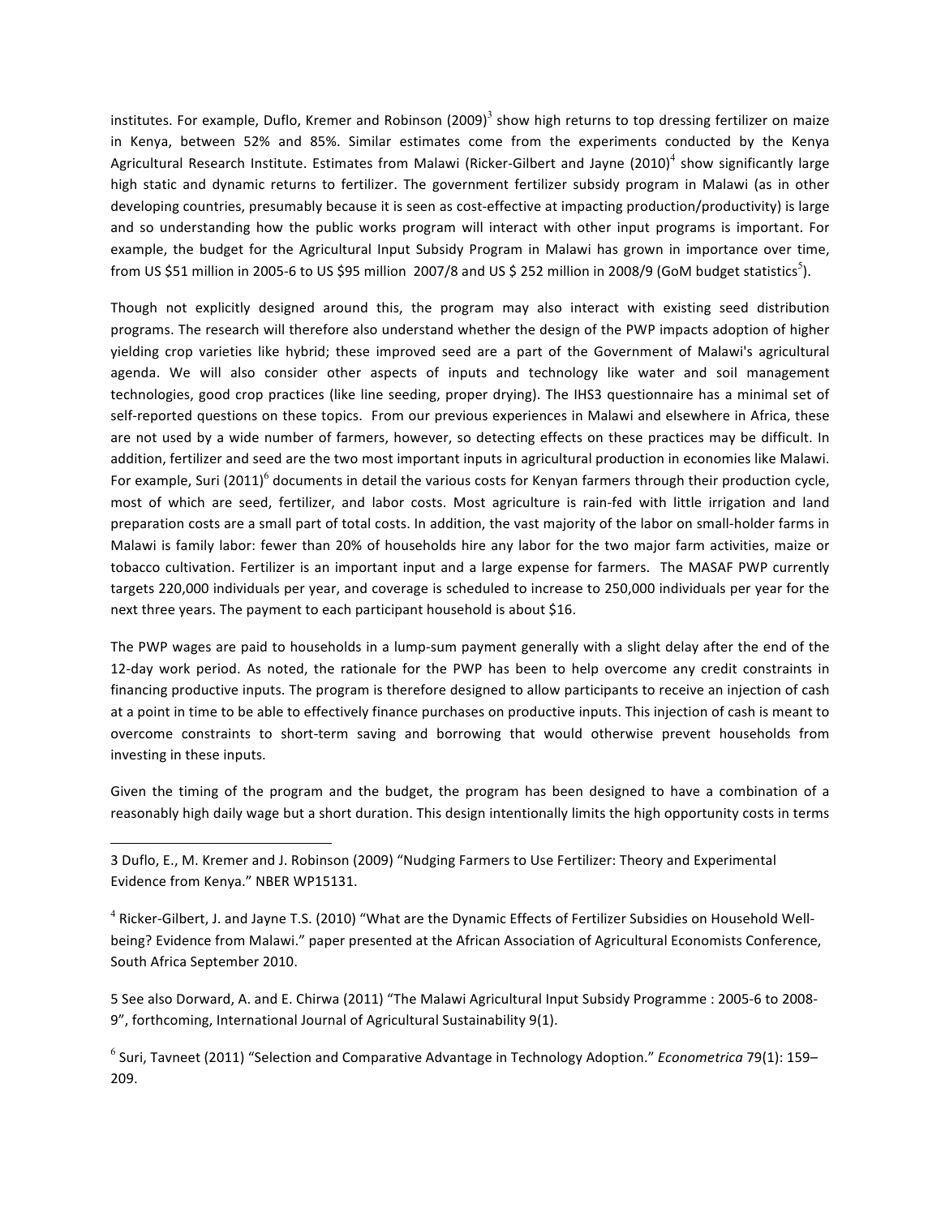institutes. For example, Duflo, Kremer and Robinson (2009)[3] show high returns to top dressing fertilizer on maize in Kenya, between 52% and 85%. Similar estimates come from the experiments conducted by the Kenya Agricultural Research Institute. Estimates from Malawi (Ricker-Gilbert and Jayne (2010)[4] show significantly large high static and dynamic returns to fertilizer. The government fertilizer subsidy program in Malawi (as in other developing countries, presumably because it is seen as cost-effective at impacting production/productivity) is large and so understanding how the public works program will interact with other input programs is important. For example, the budget for the Agricultural Input Subsidy Program in Malawi has grown in importance over time, from US $51 million in 2005-6 to US $95 million 2007/8 and US $ 252 million in 2008/9 (GoM budget statistics[5]).

Though not explicitly designed around this, the program may also interact with existing seed distribution programs. The research will therefore also understand whether the design of the PWP impacts adoption of higher yielding crop varieties like hybrid; these improved seed are a part of the Government of Malawi's agricultural agenda. We will also consider other aspects of inputs and technology like water and soil management technologies, good crop practices (like line seeding, proper drying). The IHS3 questionnaire has a minimal set of self-reported questions on these topics. From our previous experiences in Malawi and elsewhere in Africa, these are not used by a wide number of farmers, however, so detecting effects on these practices may be difficult. In addition, fertilizer and seed are the two most important inputs in agricultural production in economies like Malawi. For example, Suri (2011)[6] documents in detail the various costs for Kenyan farmers through their production cycle, most of which are seed, fertilizer, and labor costs. Most agriculture is rain-fed with little irrigation and land preparation costs are a small part of total costs. In addition, the vast majority of the labor on small-holder farms in Malawi is family labor: fewer than 20% of households hire any labor for the two major farm activities, maize or tobacco cultivation. Fertilizer is an important input and a large expense for farmers. The MASAF PWP currently targets 220,000 individuals per year, and coverage is scheduled to increase to 250,000 individuals per year for the next three years. The payment to each participant household is about $16.

The PWP wages are paid to households in a lump-sum payment generally with a slight delay after the end of the 12-day work period. As noted, the rationale for the PWP has been to help overcome any credit constraints in financing productive inputs. The program is therefore designed to allow participants to receive an injection of cash at a point in time to be able to effectively finance purchases on productive inputs. This injection of cash is meant to overcome constraints to short-term saving and borrowing that would otherwise prevent households from investing in these inputs.

Given the timing of the program and the budget, the program has been designed to have a combination of a reasonably high daily wage but a short duration. This design intentionally limits the high opportunity costs in terms

---

3 Duflo, E., M. Kremer and J. Robinson (2009) "Nudging Farmers to Use Fertilizer: Theory and Experimental Evidence from Kenya." NBER WP15131.

4 Ricker-Gilbert, J. and Jayne T.S. (2010) "What are the Dynamic Effects of Fertilizer Subsidies on Household Well-being? Evidence from Malawi." paper presented at the African Association of Agricultural Economists Conference, South Africa September 2010.

5 See also Dorward, A. and E. Chirwa (2011) "The Malawi Agricultural Input Subsidy Programme : 2005-6 to 2008-9", forthcoming, International Journal of Agricultural Sustainability 9(1).

6 Suri, Tavneet (2011) "Selection and Comparative Advantage in Technology Adoption." *Econometrica* 79(1): 159–209.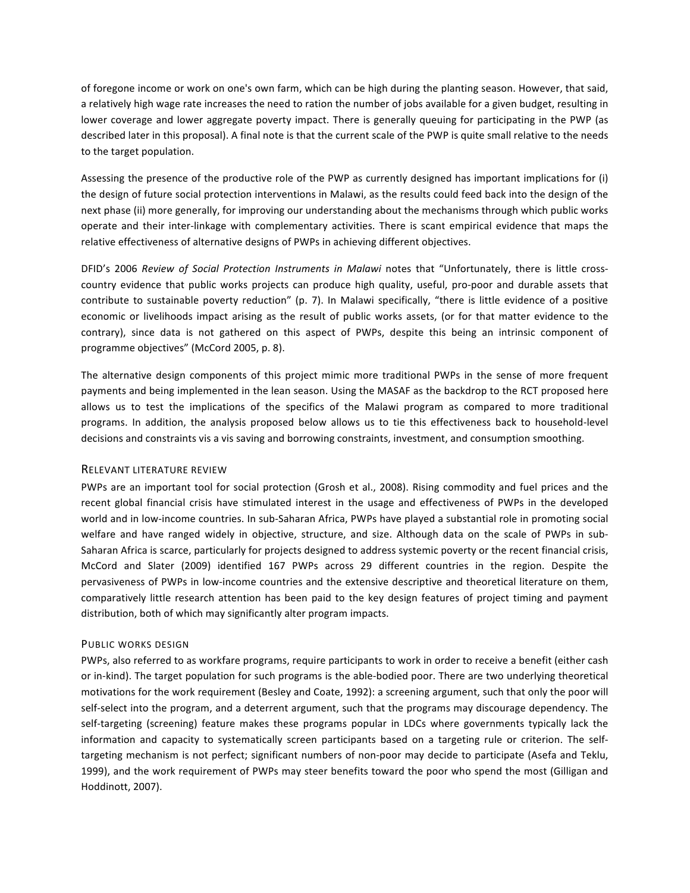of foregone income or work on one's own farm, which can be high during the planting season. However, that said, a relatively high wage rate increases the need to ration the number of jobs available for a given budget, resulting in lower coverage and lower aggregate poverty impact. There is generally queuing for participating in the PWP (as described later in this proposal). A final note is that the current scale of the PWP is quite small relative to the needs to the target population.

Assessing the presence of the productive role of the PWP as currently designed has important implications for (i) the design of future social protection interventions in Malawi, as the results could feed back into the design of the next phase (ii) more generally, for improving our understanding about the mechanisms through which public works operate and their inter-linkage with complementary activities. There is scant empirical evidence that maps the relative effectiveness of alternative designs of PWPs in achieving different objectives.

DFID's 2006 *Review of Social Protection Instruments in Malawi* notes that "Unfortunately, there is little cross-country evidence that public works projects can produce high quality, useful, pro-poor and durable assets that contribute to sustainable poverty reduction" (p. 7). In Malawi specifically, "there is little evidence of a positive economic or livelihoods impact arising as the result of public works assets, (or for that matter evidence to the contrary), since data is not gathered on this aspect of PWPs, despite this being an intrinsic component of programme objectives" (McCord 2005, p. 8).

The alternative design components of this project mimic more traditional PWPs in the sense of more frequent payments and being implemented in the lean season. Using the MASAF as the backdrop to the RCT proposed here allows us to test the implications of the specifics of the Malawi program as compared to more traditional programs. In addition, the analysis proposed below allows us to tie this effectiveness back to household-level decisions and constraints vis a vis saving and borrowing constraints, investment, and consumption smoothing.

### Relevant literature review

PWPs are an important tool for social protection (Grosh et al., 2008). Rising commodity and fuel prices and the recent global financial crisis have stimulated interest in the usage and effectiveness of PWPs in the developed world and in low-income countries. In sub-Saharan Africa, PWPs have played a substantial role in promoting social welfare and have ranged widely in objective, structure, and size. Although data on the scale of PWPs in sub-Saharan Africa is scarce, particularly for projects designed to address systemic poverty or the recent financial crisis, McCord and Slater (2009) identified 167 PWPs across 29 different countries in the region. Despite the pervasiveness of PWPs in low-income countries and the extensive descriptive and theoretical literature on them, comparatively little research attention has been paid to the key design features of project timing and payment distribution, both of which may significantly alter program impacts.

### Public works design

PWPs, also referred to as workfare programs, require participants to work in order to receive a benefit (either cash or in-kind). The target population for such programs is the able-bodied poor. There are two underlying theoretical motivations for the work requirement (Besley and Coate, 1992): a screening argument, such that only the poor will self-select into the program, and a deterrent argument, such that the programs may discourage dependency. The self-targeting (screening) feature makes these programs popular in LDCs where governments typically lack the information and capacity to systematically screen participants based on a targeting rule or criterion. The self-targeting mechanism is not perfect; significant numbers of non-poor may decide to participate (Asefa and Teklu, 1999), and the work requirement of PWPs may steer benefits toward the poor who spend the most (Gilligan and Hoddinott, 2007).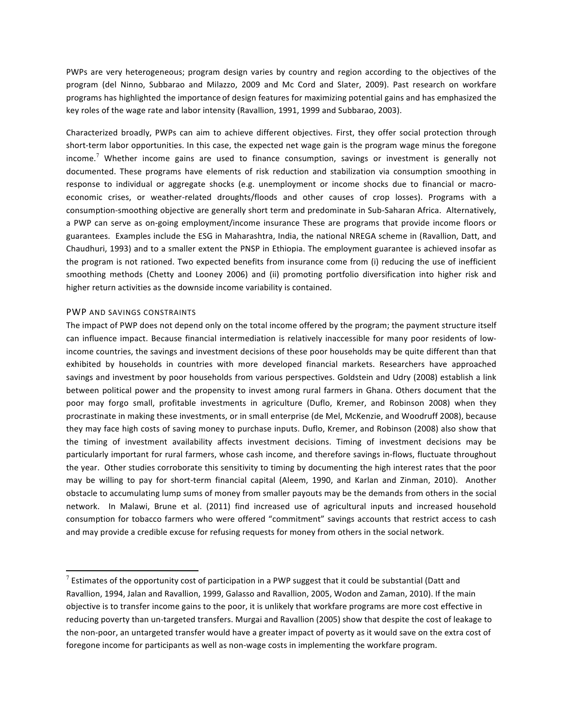PWPs are very heterogeneous; program design varies by country and region according to the objectives of the program (del Ninno, Subbarao and Milazzo, 2009 and Mc Cord and Slater, 2009). Past research on workfare programs has highlighted the importance of design features for maximizing potential gains and has emphasized the key roles of the wage rate and labor intensity (Ravallion, 1991, 1999 and Subbarao, 2003).

Characterized broadly, PWPs can aim to achieve different objectives. First, they offer social protection through short-term labor opportunities. In this case, the expected net wage gain is the program wage minus the foregone income.[7] Whether income gains are used to finance consumption, savings or investment is generally not documented. These programs have elements of risk reduction and stabilization via consumption smoothing in response to individual or aggregate shocks (e.g. unemployment or income shocks due to financial or macro-economic crises, or weather-related droughts/floods and other causes of crop losses). Programs with a consumption-smoothing objective are generally short term and predominate in Sub-Saharan Africa. Alternatively, a PWP can serve as on-going employment/income insurance These are programs that provide income floors or guarantees. Examples include the ESG in Maharashtra, India, the national NREGA scheme in (Ravallion, Datt, and Chaudhuri, 1993) and to a smaller extent the PNSP in Ethiopia. The employment guarantee is achieved insofar as the program is not rationed. Two expected benefits from insurance come from (i) reducing the use of inefficient smoothing methods (Chetty and Looney 2006) and (ii) promoting portfolio diversification into higher risk and higher return activities as the downside income variability is contained.

## PWP AND SAVINGS CONSTRAINTS

The impact of PWP does not depend only on the total income offered by the program; the payment structure itself can influence impact. Because financial intermediation is relatively inaccessible for many poor residents of low-income countries, the savings and investment decisions of these poor households may be quite different than that exhibited by households in countries with more developed financial markets. Researchers have approached savings and investment by poor households from various perspectives. Goldstein and Udry (2008) establish a link between political power and the propensity to invest among rural farmers in Ghana. Others document that the poor may forgo small, profitable investments in agriculture (Duflo, Kremer, and Robinson 2008) when they procrastinate in making these investments, or in small enterprise (de Mel, McKenzie, and Woodruff 2008), because they may face high costs of saving money to purchase inputs. Duflo, Kremer, and Robinson (2008) also show that the timing of investment availability affects investment decisions. Timing of investment decisions may be particularly important for rural farmers, whose cash income, and therefore savings in-flows, fluctuate throughout the year. Other studies corroborate this sensitivity to timing by documenting the high interest rates that the poor may be willing to pay for short-term financial capital (Aleem, 1990, and Karlan and Zinman, 2010). Another obstacle to accumulating lump sums of money from smaller payouts may be the demands from others in the social network. In Malawi, Brune et al. (2011) find increased use of agricultural inputs and increased household consumption for tobacco farmers who were offered "commitment" savings accounts that restrict access to cash and may provide a credible excuse for refusing requests for money from others in the social network.

---

[7] Estimates of the opportunity cost of participation in a PWP suggest that it could be substantial (Datt and Ravallion, 1994, Jalan and Ravallion, 1999, Galasso and Ravallion, 2005, Wodon and Zaman, 2010). If the main objective is to transfer income gains to the poor, it is unlikely that workfare programs are more cost effective in reducing poverty than un-targeted transfers. Murgai and Ravallion (2005) show that despite the cost of leakage to the non-poor, an untargeted transfer would have a greater impact of poverty as it would save on the extra cost of foregone income for participants as well as non-wage costs in implementing the workfare program.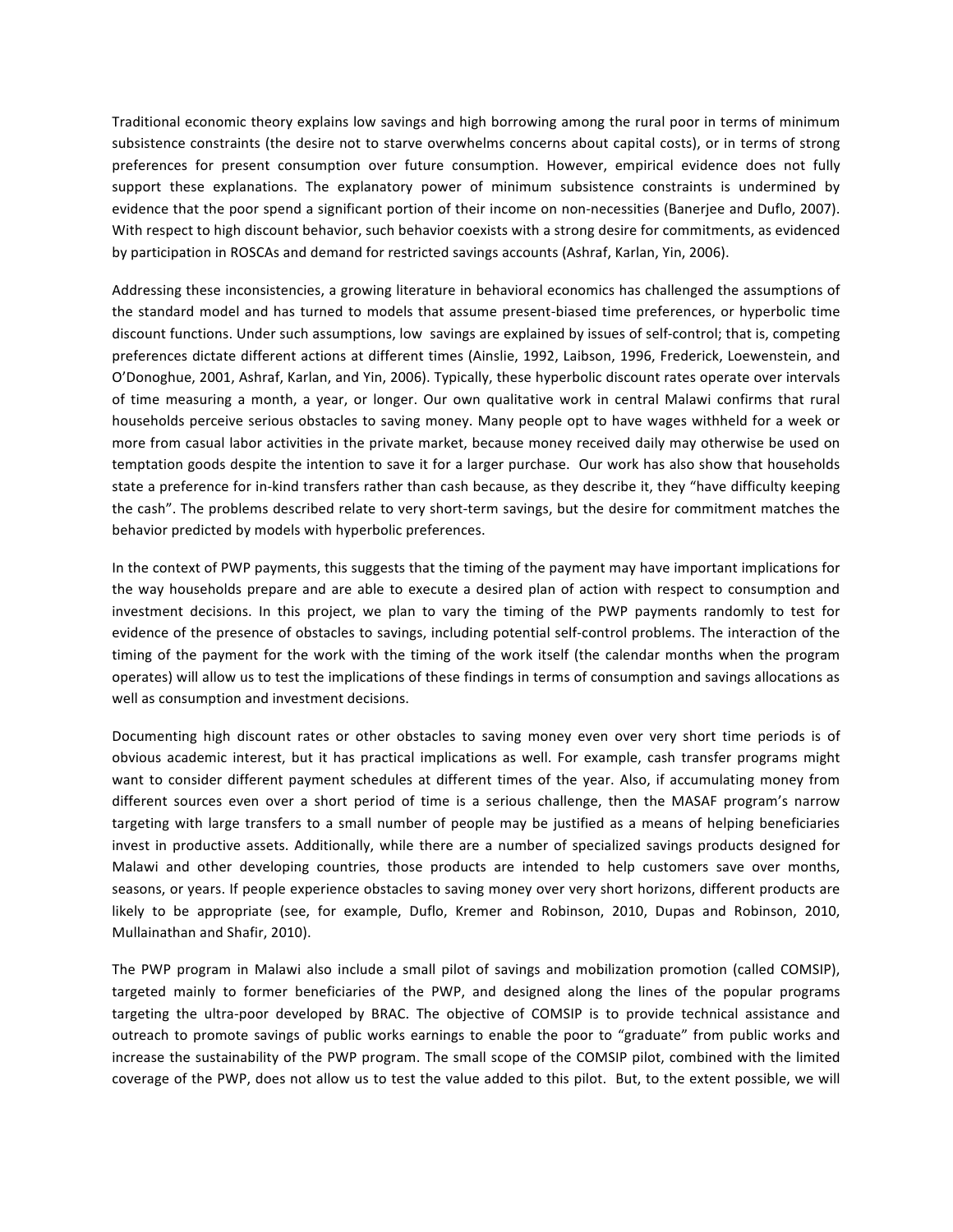Traditional economic theory explains low savings and high borrowing among the rural poor in terms of minimum subsistence constraints (the desire not to starve overwhelms concerns about capital costs), or in terms of strong preferences for present consumption over future consumption. However, empirical evidence does not fully support these explanations. The explanatory power of minimum subsistence constraints is undermined by evidence that the poor spend a significant portion of their income on non-necessities (Banerjee and Duflo, 2007). With respect to high discount behavior, such behavior coexists with a strong desire for commitments, as evidenced by participation in ROSCAs and demand for restricted savings accounts (Ashraf, Karlan, Yin, 2006).

Addressing these inconsistencies, a growing literature in behavioral economics has challenged the assumptions of the standard model and has turned to models that assume present-biased time preferences, or hyperbolic time discount functions. Under such assumptions, low savings are explained by issues of self-control; that is, competing preferences dictate different actions at different times (Ainslie, 1992, Laibson, 1996, Frederick, Loewenstein, and O'Donoghue, 2001, Ashraf, Karlan, and Yin, 2006). Typically, these hyperbolic discount rates operate over intervals of time measuring a month, a year, or longer. Our own qualitative work in central Malawi confirms that rural households perceive serious obstacles to saving money. Many people opt to have wages withheld for a week or more from casual labor activities in the private market, because money received daily may otherwise be used on temptation goods despite the intention to save it for a larger purchase. Our work has also show that households state a preference for in-kind transfers rather than cash because, as they describe it, they "have difficulty keeping the cash". The problems described relate to very short-term savings, but the desire for commitment matches the behavior predicted by models with hyperbolic preferences.

In the context of PWP payments, this suggests that the timing of the payment may have important implications for the way households prepare and are able to execute a desired plan of action with respect to consumption and investment decisions. In this project, we plan to vary the timing of the PWP payments randomly to test for evidence of the presence of obstacles to savings, including potential self-control problems. The interaction of the timing of the payment for the work with the timing of the work itself (the calendar months when the program operates) will allow us to test the implications of these findings in terms of consumption and savings allocations as well as consumption and investment decisions.

Documenting high discount rates or other obstacles to saving money even over very short time periods is of obvious academic interest, but it has practical implications as well. For example, cash transfer programs might want to consider different payment schedules at different times of the year. Also, if accumulating money from different sources even over a short period of time is a serious challenge, then the MASAF program's narrow targeting with large transfers to a small number of people may be justified as a means of helping beneficiaries invest in productive assets. Additionally, while there are a number of specialized savings products designed for Malawi and other developing countries, those products are intended to help customers save over months, seasons, or years. If people experience obstacles to saving money over very short horizons, different products are likely to be appropriate (see, for example, Duflo, Kremer and Robinson, 2010, Dupas and Robinson, 2010, Mullainathan and Shafir, 2010).

The PWP program in Malawi also include a small pilot of savings and mobilization promotion (called COMSIP), targeted mainly to former beneficiaries of the PWP, and designed along the lines of the popular programs targeting the ultra-poor developed by BRAC. The objective of COMSIP is to provide technical assistance and outreach to promote savings of public works earnings to enable the poor to "graduate" from public works and increase the sustainability of the PWP program. The small scope of the COMSIP pilot, combined with the limited coverage of the PWP, does not allow us to test the value added to this pilot. But, to the extent possible, we will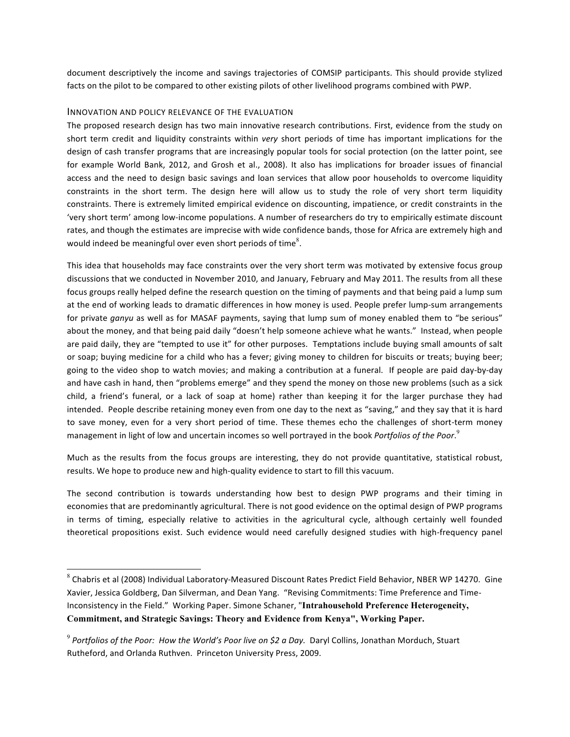document descriptively the income and savings trajectories of COMSIP participants. This should provide stylized facts on the pilot to be compared to other existing pilots of other livelihood programs combined with PWP.

### INNOVATION AND POLICY RELEVANCE OF THE EVALUATION

The proposed research design has two main innovative research contributions. First, evidence from the study on short term credit and liquidity constraints within *very* short periods of time has important implications for the design of cash transfer programs that are increasingly popular tools for social protection (on the latter point, see for example World Bank, 2012, and Grosh et al., 2008). It also has implications for broader issues of financial access and the need to design basic savings and loan services that allow poor households to overcome liquidity constraints in the short term. The design here will allow us to study the role of very short term liquidity constraints. There is extremely limited empirical evidence on discounting, impatience, or credit constraints in the 'very short term' among low-income populations. A number of researchers do try to empirically estimate discount rates, and though the estimates are imprecise with wide confidence bands, those for Africa are extremely high and would indeed be meaningful over even short periods of time[8].

This idea that households may face constraints over the very short term was motivated by extensive focus group discussions that we conducted in November 2010, and January, February and May 2011. The results from all these focus groups really helped define the research question on the timing of payments and that being paid a lump sum at the end of working leads to dramatic differences in how money is used. People prefer lump-sum arrangements for private *ganyu* as well as for MASAF payments, saying that lump sum of money enabled them to "be serious" about the money, and that being paid daily "doesn't help someone achieve what he wants." Instead, when people are paid daily, they are "tempted to use it" for other purposes. Temptations include buying small amounts of salt or soap; buying medicine for a child who has a fever; giving money to children for biscuits or treats; buying beer; going to the video shop to watch movies; and making a contribution at a funeral. If people are paid day-by-day and have cash in hand, then "problems emerge" and they spend the money on those new problems (such as a sick child, a friend's funeral, or a lack of soap at home) rather than keeping it for the larger purchase they had intended. People describe retaining money even from one day to the next as "saving," and they say that it is hard to save money, even for a very short period of time. These themes echo the challenges of short-term money management in light of low and uncertain incomes so well portrayed in the book *Portfolios of the Poor*.[9]

Much as the results from the focus groups are interesting, they do not provide quantitative, statistical robust, results. We hope to produce new and high-quality evidence to start to fill this vacuum.

The second contribution is towards understanding how best to design PWP programs and their timing in economies that are predominantly agricultural. There is not good evidence on the optimal design of PWP programs in terms of timing, especially relative to activities in the agricultural cycle, although certainly well founded theoretical propositions exist. Such evidence would need carefully designed studies with high-frequency panel

---

[8] Chabris et al (2008) Individual Laboratory-Measured Discount Rates Predict Field Behavior, NBER WP 14270. Gine Xavier, Jessica Goldberg, Dan Silverman, and Dean Yang. "Revising Commitments: Time Preference and Time-Inconsistency in the Field." Working Paper. Simone Schaner, "**Intrahousehold Preference Heterogeneity, Commitment, and Strategic Savings: Theory and Evidence from Kenya", Working Paper.**

[9] *Portfolios of the Poor: How the World's Poor live on $2 a Day.* Daryl Collins, Jonathan Morduch, Stuart Rutheford, and Orlanda Ruthven. Princeton University Press, 2009.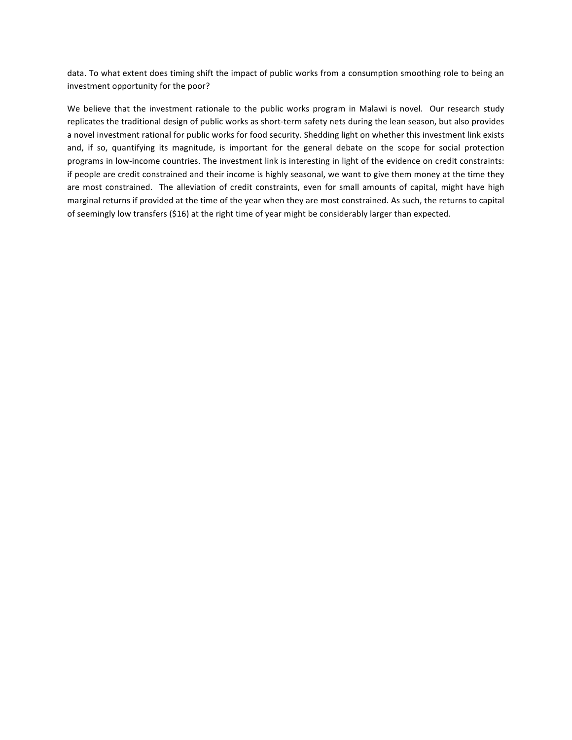data. To what extent does timing shift the impact of public works from a consumption smoothing role to being an investment opportunity for the poor?

We believe that the investment rationale to the public works program in Malawi is novel. Our research study replicates the traditional design of public works as short-term safety nets during the lean season, but also provides a novel investment rational for public works for food security. Shedding light on whether this investment link exists and, if so, quantifying its magnitude, is important for the general debate on the scope for social protection programs in low-income countries. The investment link is interesting in light of the evidence on credit constraints: if people are credit constrained and their income is highly seasonal, we want to give them money at the time they are most constrained. The alleviation of credit constraints, even for small amounts of capital, might have high marginal returns if provided at the time of the year when they are most constrained. As such, the returns to capital of seemingly low transfers ($16) at the right time of year might be considerably larger than expected.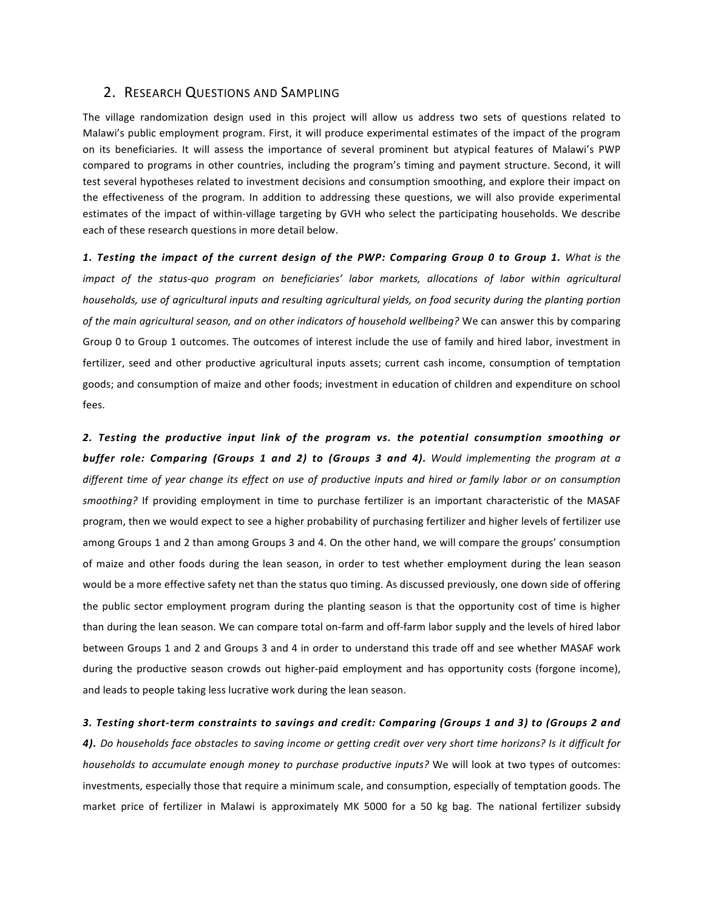## 2. Research Questions and Sampling

The village randomization design used in this project will allow us address two sets of questions related to Malawi's public employment program. First, it will produce experimental estimates of the impact of the program on its beneficiaries. It will assess the importance of several prominent but atypical features of Malawi's PWP compared to programs in other countries, including the program's timing and payment structure. Second, it will test several hypotheses related to investment decisions and consumption smoothing, and explore their impact on the effectiveness of the program. In addition to addressing these questions, we will also provide experimental estimates of the impact of within-village targeting by GVH who select the participating households. We describe each of these research questions in more detail below.

***1. Testing the impact of the current design of the PWP: Comparing Group 0 to Group 1.*** *What is the impact of the status-quo program on beneficiaries' labor markets, allocations of labor within agricultural households, use of agricultural inputs and resulting agricultural yields, on food security during the planting portion of the main agricultural season, and on other indicators of household wellbeing?* We can answer this by comparing Group 0 to Group 1 outcomes. The outcomes of interest include the use of family and hired labor, investment in fertilizer, seed and other productive agricultural inputs assets; current cash income, consumption of temptation goods; and consumption of maize and other foods; investment in education of children and expenditure on school fees.

***2. Testing the productive input link of the program vs. the potential consumption smoothing or buffer role: Comparing (Groups 1 and 2) to (Groups 3 and 4).*** *Would implementing the program at a different time of year change its effect on use of productive inputs and hired or family labor or on consumption smoothing?* If providing employment in time to purchase fertilizer is an important characteristic of the MASAF program, then we would expect to see a higher probability of purchasing fertilizer and higher levels of fertilizer use among Groups 1 and 2 than among Groups 3 and 4. On the other hand, we will compare the groups' consumption of maize and other foods during the lean season, in order to test whether employment during the lean season would be a more effective safety net than the status quo timing. As discussed previously, one down side of offering the public sector employment program during the planting season is that the opportunity cost of time is higher than during the lean season. We can compare total on-farm and off-farm labor supply and the levels of hired labor between Groups 1 and 2 and Groups 3 and 4 in order to understand this trade off and see whether MASAF work during the productive season crowds out higher-paid employment and has opportunity costs (forgone income), and leads to people taking less lucrative work during the lean season.

***3. Testing short-term constraints to savings and credit: Comparing (Groups 1 and 3) to (Groups 2 and 4).*** *Do households face obstacles to saving income or getting credit over very short time horizons? Is it difficult for households to accumulate enough money to purchase productive inputs?* We will look at two types of outcomes: investments, especially those that require a minimum scale, and consumption, especially of temptation goods. The market price of fertilizer in Malawi is approximately MK 5000 for a 50 kg bag. The national fertilizer subsidy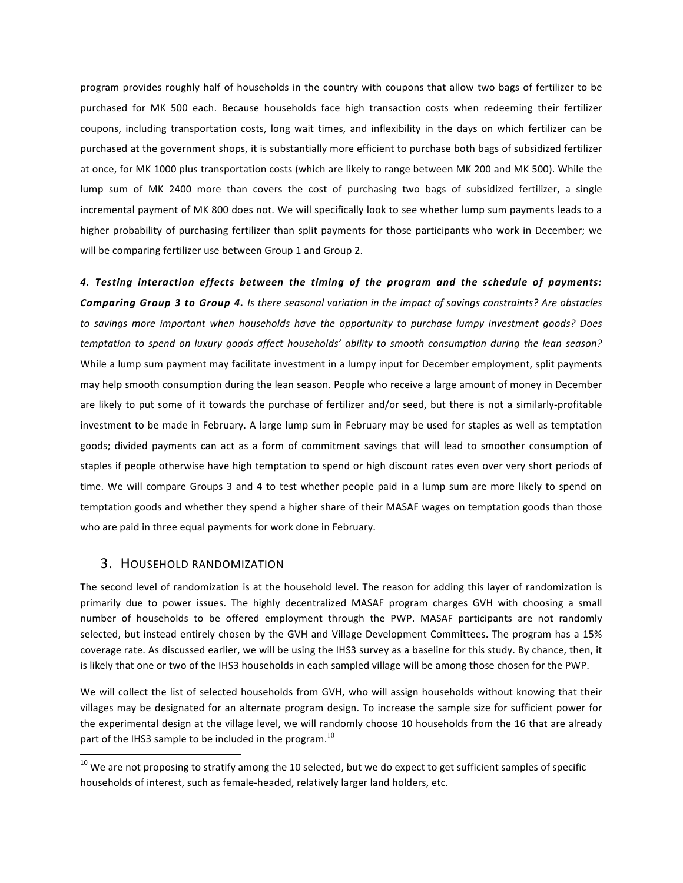program provides roughly half of households in the country with coupons that allow two bags of fertilizer to be purchased for MK 500 each. Because households face high transaction costs when redeeming their fertilizer coupons, including transportation costs, long wait times, and inflexibility in the days on which fertilizer can be purchased at the government shops, it is substantially more efficient to purchase both bags of subsidized fertilizer at once, for MK 1000 plus transportation costs (which are likely to range between MK 200 and MK 500). While the lump sum of MK 2400 more than covers the cost of purchasing two bags of subsidized fertilizer, a single incremental payment of MK 800 does not. We will specifically look to see whether lump sum payments leads to a higher probability of purchasing fertilizer than split payments for those participants who work in December; we will be comparing fertilizer use between Group 1 and Group 2.

***4. Testing interaction effects between the timing of the program and the schedule of payments: Comparing Group 3 to Group 4.*** *Is there seasonal variation in the impact of savings constraints? Are obstacles to savings more important when households have the opportunity to purchase lumpy investment goods? Does temptation to spend on luxury goods affect households' ability to smooth consumption during the lean season?* While a lump sum payment may facilitate investment in a lumpy input for December employment, split payments may help smooth consumption during the lean season. People who receive a large amount of money in December are likely to put some of it towards the purchase of fertilizer and/or seed, but there is not a similarly-profitable investment to be made in February. A large lump sum in February may be used for staples as well as temptation goods; divided payments can act as a form of commitment savings that will lead to smoother consumption of staples if people otherwise have high temptation to spend or high discount rates even over very short periods of time. We will compare Groups 3 and 4 to test whether people paid in a lump sum are more likely to spend on temptation goods and whether they spend a higher share of their MASAF wages on temptation goods than those who are paid in three equal payments for work done in February.

## 3. Household randomization

The second level of randomization is at the household level. The reason for adding this layer of randomization is primarily due to power issues. The highly decentralized MASAF program charges GVH with choosing a small number of households to be offered employment through the PWP. MASAF participants are not randomly selected, but instead entirely chosen by the GVH and Village Development Committees. The program has a 15% coverage rate. As discussed earlier, we will be using the IHS3 survey as a baseline for this study. By chance, then, it is likely that one or two of the IHS3 households in each sampled village will be among those chosen for the PWP.

We will collect the list of selected households from GVH, who will assign households without knowing that their villages may be designated for an alternate program design. To increase the sample size for sufficient power for the experimental design at the village level, we will randomly choose 10 households from the 16 that are already part of the IHS3 sample to be included in the program.[10]

[10] We are not proposing to stratify among the 10 selected, but we do expect to get sufficient samples of specific households of interest, such as female-headed, relatively larger land holders, etc.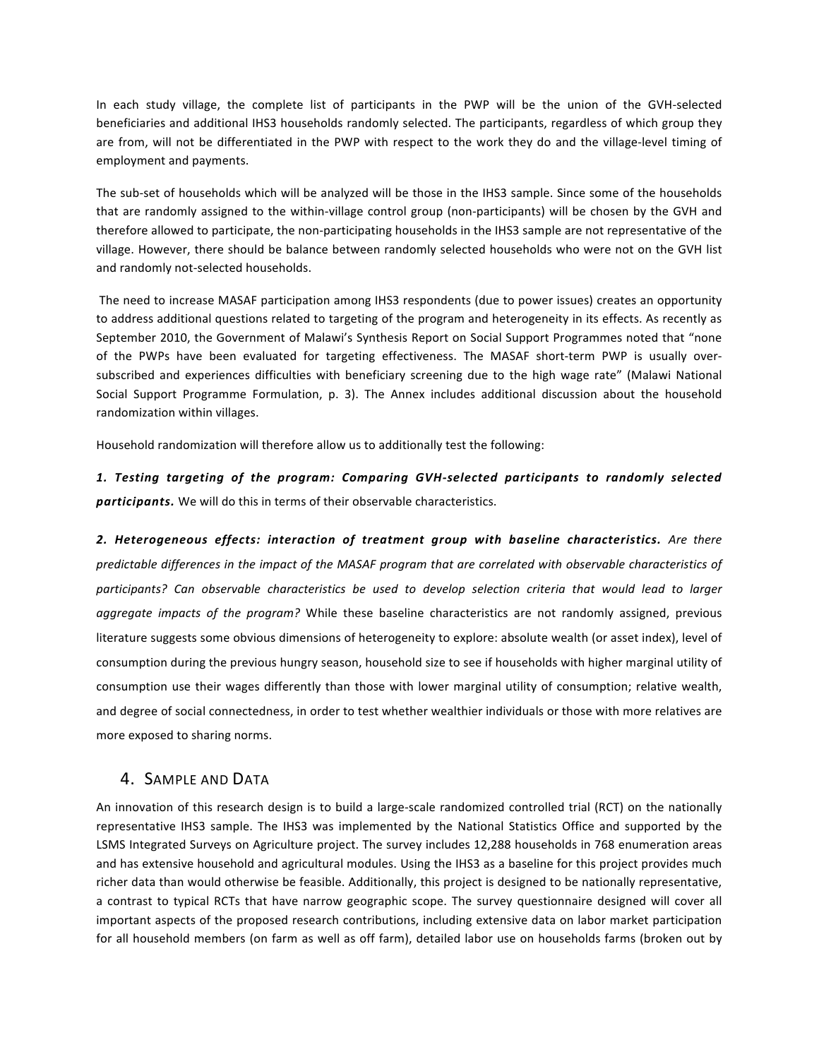In each study village, the complete list of participants in the PWP will be the union of the GVH-selected beneficiaries and additional IHS3 households randomly selected. The participants, regardless of which group they are from, will not be differentiated in the PWP with respect to the work they do and the village-level timing of employment and payments.

The sub-set of households which will be analyzed will be those in the IHS3 sample. Since some of the households that are randomly assigned to the within-village control group (non-participants) will be chosen by the GVH and therefore allowed to participate, the non-participating households in the IHS3 sample are not representative of the village. However, there should be balance between randomly selected households who were not on the GVH list and randomly not-selected households.

The need to increase MASAF participation among IHS3 respondents (due to power issues) creates an opportunity to address additional questions related to targeting of the program and heterogeneity in its effects. As recently as September 2010, the Government of Malawi's Synthesis Report on Social Support Programmes noted that "none of the PWPs have been evaluated for targeting effectiveness. The MASAF short-term PWP is usually over-subscribed and experiences difficulties with beneficiary screening due to the high wage rate" (Malawi National Social Support Programme Formulation, p. 3). The Annex includes additional discussion about the household randomization within villages.

Household randomization will therefore allow us to additionally test the following:

***1. Testing targeting of the program: Comparing GVH-selected participants to randomly selected participants.*** We will do this in terms of their observable characteristics.

***2. Heterogeneous effects: interaction of treatment group with baseline characteristics.*** *Are there predictable differences in the impact of the MASAF program that are correlated with observable characteristics of participants? Can observable characteristics be used to develop selection criteria that would lead to larger aggregate impacts of the program?* While these baseline characteristics are not randomly assigned, previous literature suggests some obvious dimensions of heterogeneity to explore: absolute wealth (or asset index), level of consumption during the previous hungry season, household size to see if households with higher marginal utility of consumption use their wages differently than those with lower marginal utility of consumption; relative wealth, and degree of social connectedness, in order to test whether wealthier individuals or those with more relatives are more exposed to sharing norms.

## 4. Sample and Data

An innovation of this research design is to build a large-scale randomized controlled trial (RCT) on the nationally representative IHS3 sample. The IHS3 was implemented by the National Statistics Office and supported by the LSMS Integrated Surveys on Agriculture project. The survey includes 12,288 households in 768 enumeration areas and has extensive household and agricultural modules. Using the IHS3 as a baseline for this project provides much richer data than would otherwise be feasible. Additionally, this project is designed to be nationally representative, a contrast to typical RCTs that have narrow geographic scope. The survey questionnaire designed will cover all important aspects of the proposed research contributions, including extensive data on labor market participation for all household members (on farm as well as off farm), detailed labor use on households farms (broken out by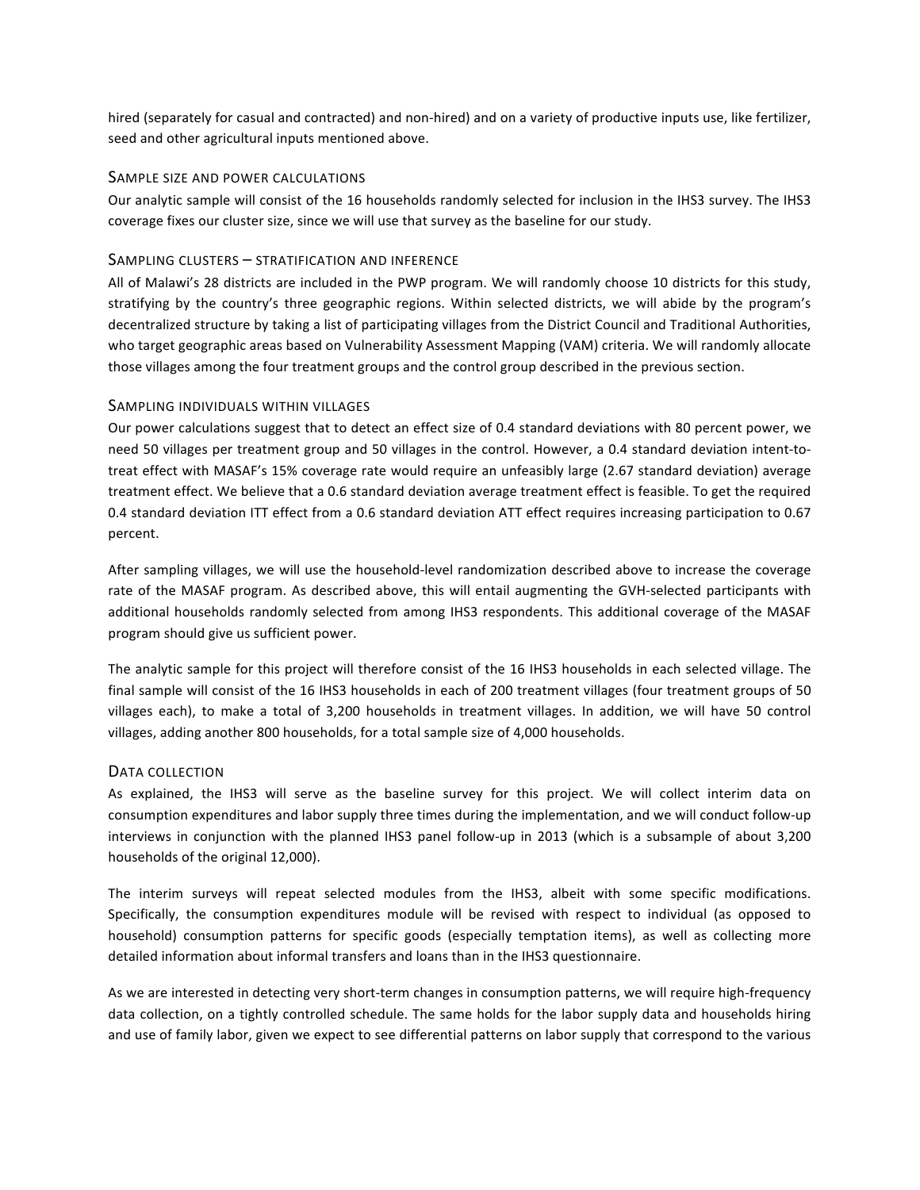hired (separately for casual and contracted) and non-hired) and on a variety of productive inputs use, like fertilizer, seed and other agricultural inputs mentioned above.

### Sample size and power calculations

Our analytic sample will consist of the 16 households randomly selected for inclusion in the IHS3 survey. The IHS3 coverage fixes our cluster size, since we will use that survey as the baseline for our study.

### Sampling clusters – stratification and inference

All of Malawi's 28 districts are included in the PWP program. We will randomly choose 10 districts for this study, stratifying by the country's three geographic regions. Within selected districts, we will abide by the program's decentralized structure by taking a list of participating villages from the District Council and Traditional Authorities, who target geographic areas based on Vulnerability Assessment Mapping (VAM) criteria. We will randomly allocate those villages among the four treatment groups and the control group described in the previous section.

### Sampling individuals within villages

Our power calculations suggest that to detect an effect size of 0.4 standard deviations with 80 percent power, we need 50 villages per treatment group and 50 villages in the control. However, a 0.4 standard deviation intent-to-treat effect with MASAF's 15% coverage rate would require an unfeasibly large (2.67 standard deviation) average treatment effect. We believe that a 0.6 standard deviation average treatment effect is feasible. To get the required 0.4 standard deviation ITT effect from a 0.6 standard deviation ATT effect requires increasing participation to 0.67 percent.

After sampling villages, we will use the household-level randomization described above to increase the coverage rate of the MASAF program. As described above, this will entail augmenting the GVH-selected participants with additional households randomly selected from among IHS3 respondents. This additional coverage of the MASAF program should give us sufficient power.

The analytic sample for this project will therefore consist of the 16 IHS3 households in each selected village. The final sample will consist of the 16 IHS3 households in each of 200 treatment villages (four treatment groups of 50 villages each), to make a total of 3,200 households in treatment villages. In addition, we will have 50 control villages, adding another 800 households, for a total sample size of 4,000 households.

### Data collection

As explained, the IHS3 will serve as the baseline survey for this project. We will collect interim data on consumption expenditures and labor supply three times during the implementation, and we will conduct follow-up interviews in conjunction with the planned IHS3 panel follow-up in 2013 (which is a subsample of about 3,200 households of the original 12,000).

The interim surveys will repeat selected modules from the IHS3, albeit with some specific modifications. Specifically, the consumption expenditures module will be revised with respect to individual (as opposed to household) consumption patterns for specific goods (especially temptation items), as well as collecting more detailed information about informal transfers and loans than in the IHS3 questionnaire.

As we are interested in detecting very short-term changes in consumption patterns, we will require high-frequency data collection, on a tightly controlled schedule. The same holds for the labor supply data and households hiring and use of family labor, given we expect to see differential patterns on labor supply that correspond to the various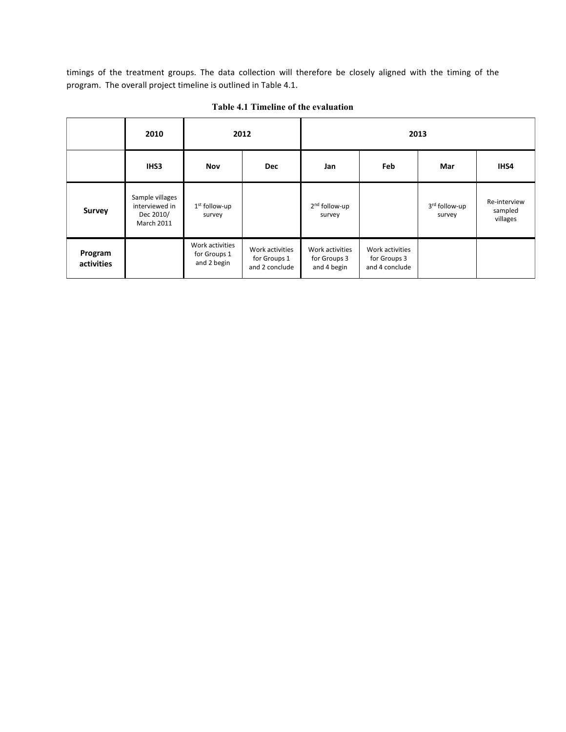timings of the treatment groups. The data collection will therefore be closely aligned with the timing of the program. The overall project timeline is outlined in Table 4.1.

**Table 4.1 Timeline of the evaluation**

| | 2010 | 2012 | | 2013 | | | |
|---|---|---|---|---|---|---|---|
| | **IHS3** | **Nov** | **Dec** | **Jan** | **Feb** | **Mar** | **IHS4** |
| **Survey** | Sample villages interviewed in Dec 2010/ March 2011 | 1st follow-up survey | | 2nd follow-up survey | | 3rd follow-up survey | Re-interview sampled villages |
| **Program activities** | | Work activities for Groups 1 and 2 begin | Work activities for Groups 1 and 2 conclude | Work activities for Groups 3 and 4 begin | Work activities for Groups 3 and 4 conclude | | |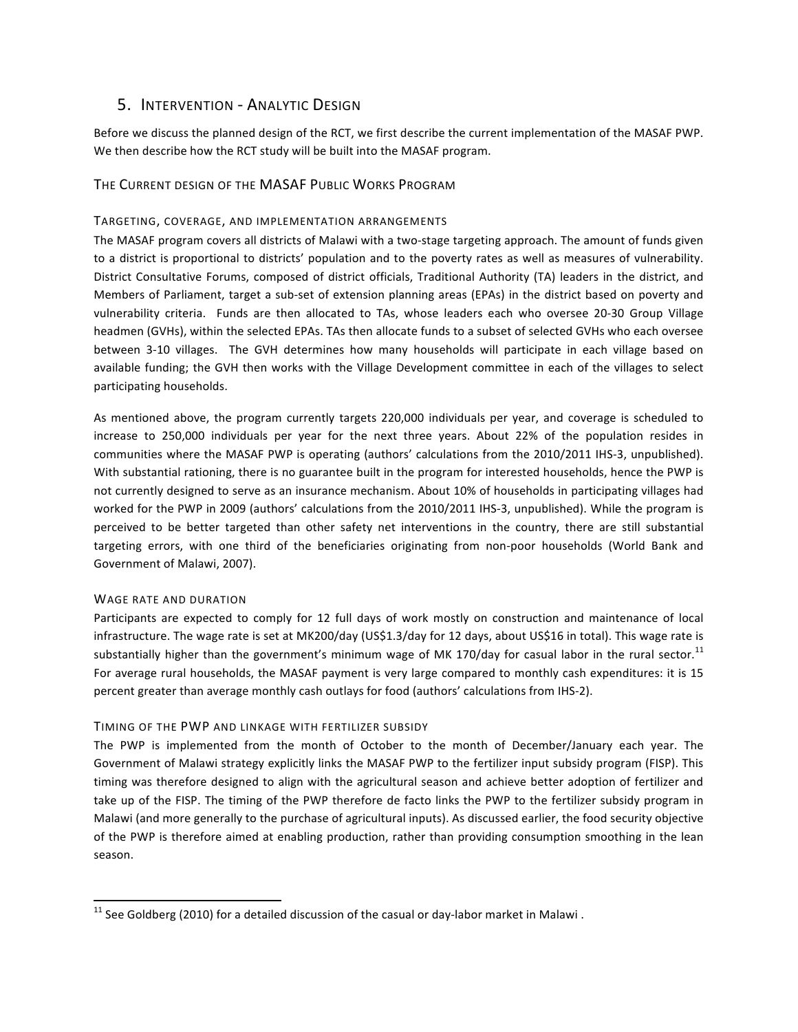## 5. Intervention - Analytic Design

Before we discuss the planned design of the RCT, we first describe the current implementation of the MASAF PWP. We then describe how the RCT study will be built into the MASAF program.

### The Current design of the MASAF Public Works Program

#### Targeting, coverage, and implementation arrangements

The MASAF program covers all districts of Malawi with a two-stage targeting approach. The amount of funds given to a district is proportional to districts' population and to the poverty rates as well as measures of vulnerability. District Consultative Forums, composed of district officials, Traditional Authority (TA) leaders in the district, and Members of Parliament, target a sub-set of extension planning areas (EPAs) in the district based on poverty and vulnerability criteria. Funds are then allocated to TAs, whose leaders each who oversee 20-30 Group Village headmen (GVHs), within the selected EPAs. TAs then allocate funds to a subset of selected GVHs who each oversee between 3-10 villages. The GVH determines how many households will participate in each village based on available funding; the GVH then works with the Village Development committee in each of the villages to select participating households.

As mentioned above, the program currently targets 220,000 individuals per year, and coverage is scheduled to increase to 250,000 individuals per year for the next three years. About 22% of the population resides in communities where the MASAF PWP is operating (authors' calculations from the 2010/2011 IHS-3, unpublished). With substantial rationing, there is no guarantee built in the program for interested households, hence the PWP is not currently designed to serve as an insurance mechanism. About 10% of households in participating villages had worked for the PWP in 2009 (authors' calculations from the 2010/2011 IHS-3, unpublished). While the program is perceived to be better targeted than other safety net interventions in the country, there are still substantial targeting errors, with one third of the beneficiaries originating from non-poor households (World Bank and Government of Malawi, 2007).

#### Wage rate and duration

Participants are expected to comply for 12 full days of work mostly on construction and maintenance of local infrastructure. The wage rate is set at MK200/day (US$1.3/day for 12 days, about US$16 in total). This wage rate is substantially higher than the government's minimum wage of MK 170/day for casual labor in the rural sector.[11] For average rural households, the MASAF payment is very large compared to monthly cash expenditures: it is 15 percent greater than average monthly cash outlays for food (authors' calculations from IHS-2).

#### Timing of the PWP and linkage with fertilizer subsidy

The PWP is implemented from the month of October to the month of December/January each year. The Government of Malawi strategy explicitly links the MASAF PWP to the fertilizer input subsidy program (FISP). This timing was therefore designed to align with the agricultural season and achieve better adoption of fertilizer and take up of the FISP. The timing of the PWP therefore de facto links the PWP to the fertilizer subsidy program in Malawi (and more generally to the purchase of agricultural inputs). As discussed earlier, the food security objective of the PWP is therefore aimed at enabling production, rather than providing consumption smoothing in the lean season.

---

[11] See Goldberg (2010) for a detailed discussion of the casual or day-labor market in Malawi .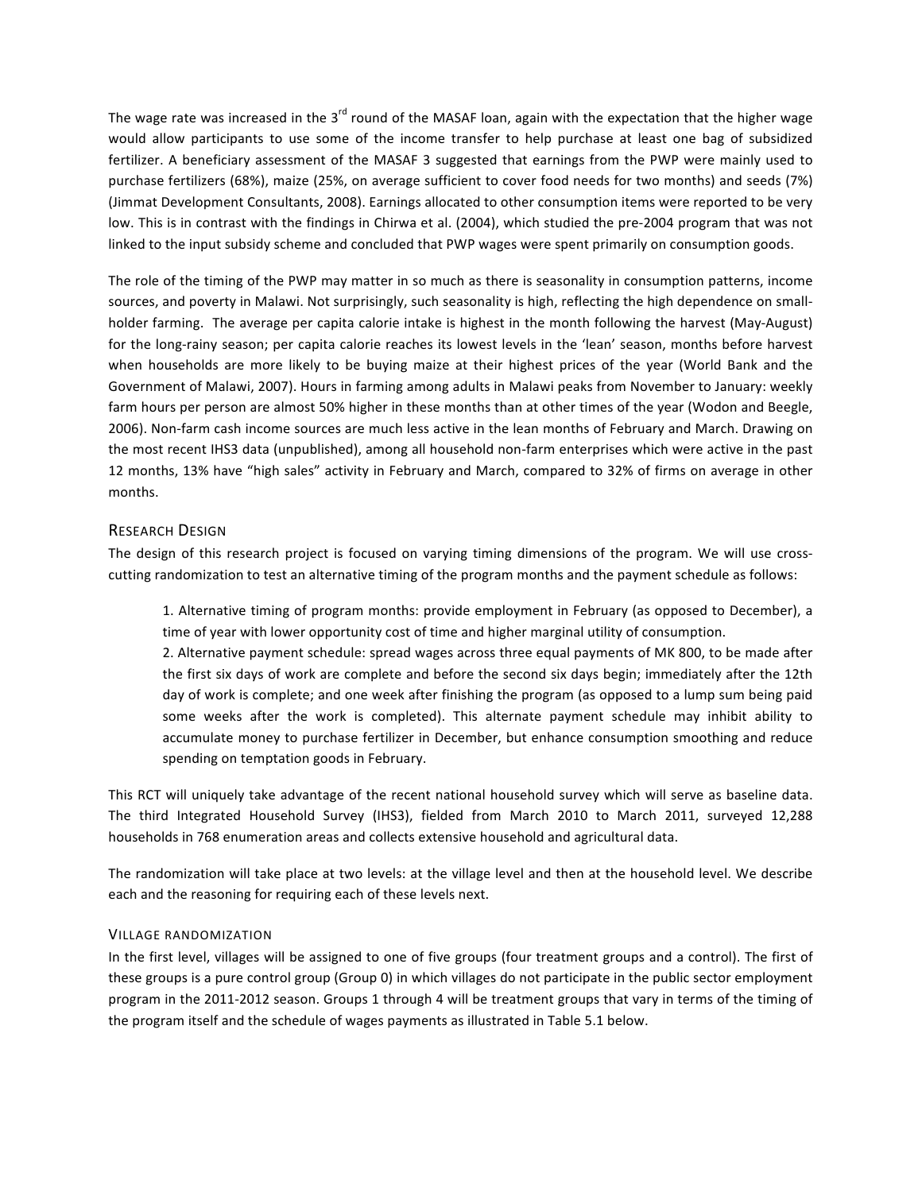The wage rate was increased in the 3rd round of the MASAF loan, again with the expectation that the higher wage would allow participants to use some of the income transfer to help purchase at least one bag of subsidized fertilizer. A beneficiary assessment of the MASAF 3 suggested that earnings from the PWP were mainly used to purchase fertilizers (68%), maize (25%, on average sufficient to cover food needs for two months) and seeds (7%) (Jimmat Development Consultants, 2008). Earnings allocated to other consumption items were reported to be very low. This is in contrast with the findings in Chirwa et al. (2004), which studied the pre-2004 program that was not linked to the input subsidy scheme and concluded that PWP wages were spent primarily on consumption goods.

The role of the timing of the PWP may matter in so much as there is seasonality in consumption patterns, income sources, and poverty in Malawi. Not surprisingly, such seasonality is high, reflecting the high dependence on small-holder farming. The average per capita calorie intake is highest in the month following the harvest (May-August) for the long-rainy season; per capita calorie reaches its lowest levels in the 'lean' season, months before harvest when households are more likely to be buying maize at their highest prices of the year (World Bank and the Government of Malawi, 2007). Hours in farming among adults in Malawi peaks from November to January: weekly farm hours per person are almost 50% higher in these months than at other times of the year (Wodon and Beegle, 2006). Non-farm cash income sources are much less active in the lean months of February and March. Drawing on the most recent IHS3 data (unpublished), among all household non-farm enterprises which were active in the past 12 months, 13% have "high sales" activity in February and March, compared to 32% of firms on average in other months.

## Research Design

The design of this research project is focused on varying timing dimensions of the program. We will use cross-cutting randomization to test an alternative timing of the program months and the payment schedule as follows:

1. Alternative timing of program months: provide employment in February (as opposed to December), a time of year with lower opportunity cost of time and higher marginal utility of consumption.
2. Alternative payment schedule: spread wages across three equal payments of MK 800, to be made after the first six days of work are complete and before the second six days begin; immediately after the 12th day of work is complete; and one week after finishing the program (as opposed to a lump sum being paid some weeks after the work is completed). This alternate payment schedule may inhibit ability to accumulate money to purchase fertilizer in December, but enhance consumption smoothing and reduce spending on temptation goods in February.

This RCT will uniquely take advantage of the recent national household survey which will serve as baseline data. The third Integrated Household Survey (IHS3), fielded from March 2010 to March 2011, surveyed 12,288 households in 768 enumeration areas and collects extensive household and agricultural data.

The randomization will take place at two levels: at the village level and then at the household level. We describe each and the reasoning for requiring each of these levels next.

### Village randomization

In the first level, villages will be assigned to one of five groups (four treatment groups and a control). The first of these groups is a pure control group (Group 0) in which villages do not participate in the public sector employment program in the 2011-2012 season. Groups 1 through 4 will be treatment groups that vary in terms of the timing of the program itself and the schedule of wages payments as illustrated in Table 5.1 below.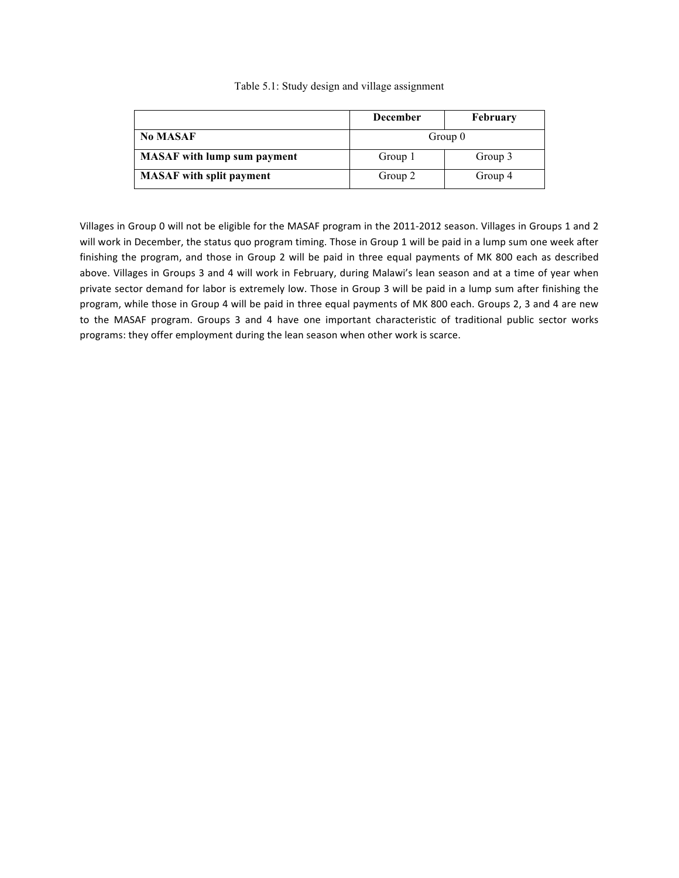Table 5.1: Study design and village assignment

| | **December** | **February** |
|---|---|---|
| **No MASAF** | Group 0 | |
| **MASAF with lump sum payment** | Group 1 | Group 3 |
| **MASAF with split payment** | Group 2 | Group 4 |

Villages in Group 0 will not be eligible for the MASAF program in the 2011-2012 season. Villages in Groups 1 and 2 will work in December, the status quo program timing. Those in Group 1 will be paid in a lump sum one week after finishing the program, and those in Group 2 will be paid in three equal payments of MK 800 each as described above. Villages in Groups 3 and 4 will work in February, during Malawi's lean season and at a time of year when private sector demand for labor is extremely low. Those in Group 3 will be paid in a lump sum after finishing the program, while those in Group 4 will be paid in three equal payments of MK 800 each. Groups 2, 3 and 4 are new to the MASAF program. Groups 3 and 4 have one important characteristic of traditional public sector works programs: they offer employment during the lean season when other work is scarce.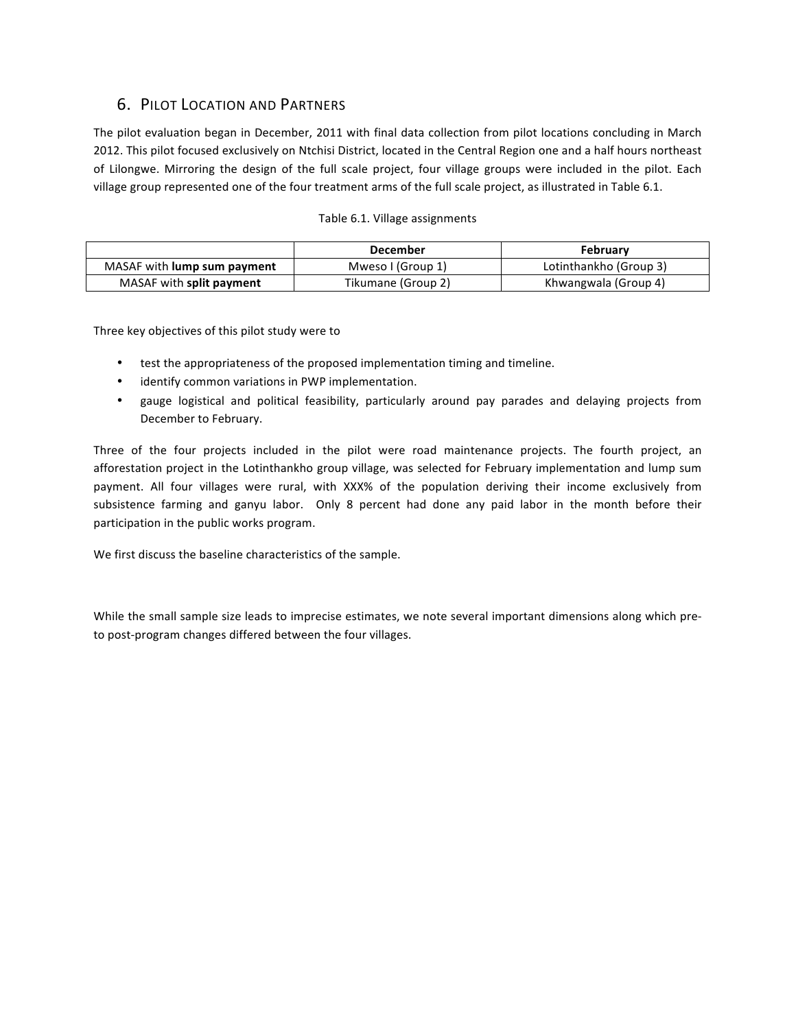## 6. Pilot Location and Partners

The pilot evaluation began in December, 2011 with final data collection from pilot locations concluding in March 2012. This pilot focused exclusively on Ntchisi District, located in the Central Region one and a half hours northeast of Lilongwe. Mirroring the design of the full scale project, four village groups were included in the pilot. Each village group represented one of the four treatment arms of the full scale project, as illustrated in Table 6.1.

Table 6.1. Village assignments

| | **December** | **February** |
|---|---|---|
| MASAF with **lump sum payment** | Mweso I (Group 1) | Lotinthankho (Group 3) |
| MASAF with **split payment** | Tikumane (Group 2) | Khwangwala (Group 4) |

Three key objectives of this pilot study were to

- test the appropriateness of the proposed implementation timing and timeline.
- identify common variations in PWP implementation.
- gauge logistical and political feasibility, particularly around pay parades and delaying projects from December to February.

Three of the four projects included in the pilot were road maintenance projects. The fourth project, an afforestation project in the Lotinthankho group village, was selected for February implementation and lump sum payment. All four villages were rural, with XXX% of the population deriving their income exclusively from subsistence farming and ganyu labor. Only 8 percent had done any paid labor in the month before their participation in the public works program.

We first discuss the baseline characteristics of the sample.

While the small sample size leads to imprecise estimates, we note several important dimensions along which pre- to post-program changes differed between the four villages.